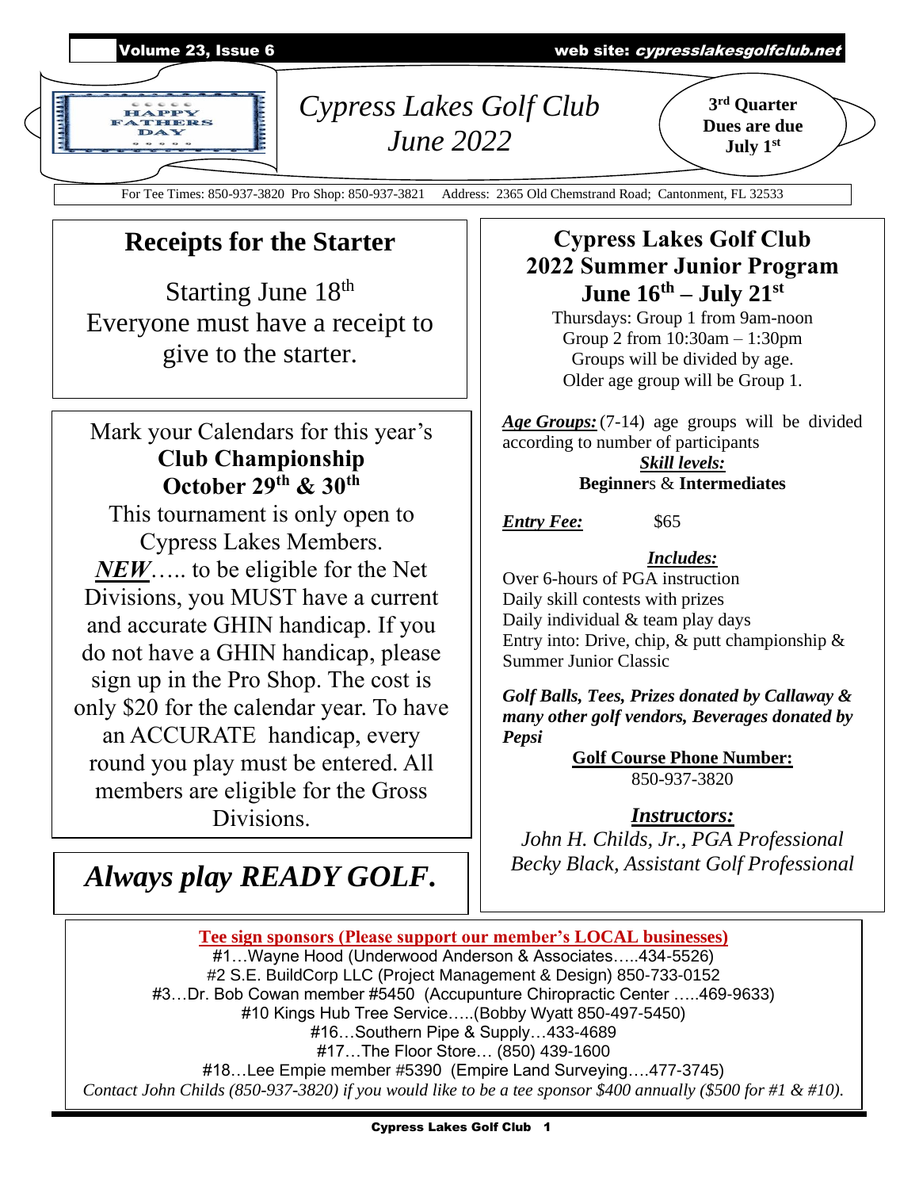Volume 23, Issue 6 — web site: *cypresslakesgolfclub.net*

HAPPY FATHERS DAY

# *Cypress Lakes Golf Club*
## *June 2022*

**3rd Quarter Dues are due July 1st**

For Tee Times: 850-937-3820 Pro Shop: 850-937-3821 Address: 2365 Old Chemstrand Road; Cantonment, FL 32533

## Receipts for the Starter

Starting June 18th
Everyone must have a receipt to give to the starter.

Mark your Calendars for this year's
**Club Championship**
**October 29th & 30th**
This tournament is only open to Cypress Lakes Members.
***NEW***….. to be eligible for the Net Divisions, you MUST have a current and accurate GHIN handicap. If you do not have a GHIN handicap, please sign up in the Pro Shop. The cost is only $20 for the calendar year. To have an ACCURATE handicap, every round you play must be entered. All members are eligible for the Gross Divisions.

*Always play **READY GOLF**.*

## Cypress Lakes Golf Club 2022 Summer Junior Program June 16th – July 21st

Thursdays: Group 1 from 9am-noon
Group 2 from 10:30am – 1:30pm
Groups will be divided by age.
Older age group will be Group 1.

***Age Groups:*** (7-14) age groups will be divided according to number of participants

***Skill levels:***
**Beginners** & **Intermediates**

***Entry Fee:*** $65

***Includes:***
Over 6-hours of PGA instruction
Daily skill contests with prizes
Daily individual & team play days
Entry into: Drive, chip, & putt championship & Summer Junior Classic

***Golf Balls, Tees, Prizes donated by Callaway & many other golf vendors, Beverages donated by Pepsi***

**Golf Course Phone Number:**
850-937-3820

***Instructors:***
*John H. Childs, Jr., PGA Professional*
*Becky Black, Assistant Golf Professional*

**Tee sign sponsors (Please support our member's LOCAL businesses)**

#1…Wayne Hood (Underwood Anderson & Associates…..434-5526)
#2 S.E. BuildCorp LLC (Project Management & Design) 850-733-0152
#3…Dr. Bob Cowan member #5450 (Accupunture Chiropractic Center …..469-9633)
#10 Kings Hub Tree Service…..(Bobby Wyatt 850-497-5450)
#16…Southern Pipe & Supply…433-4689
#17…The Floor Store… (850) 439-1600
#18…Lee Empie member #5390 (Empire Land Surveying….477-3745)
*Contact John Childs (850-937-3820) if you would like to be a tee sponsor $400 annually ($500 for #1 & #10).*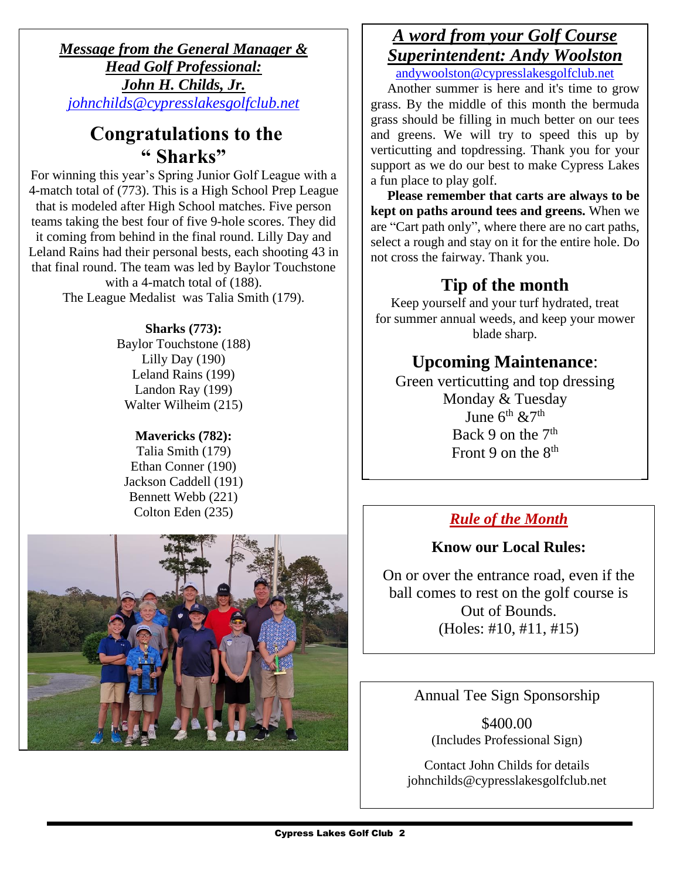***Message from the General Manager & Head Golf Professional: John H. Childs, Jr.***

*johnchilds@cypresslakesgolfclub.net*

## Congratulations to the " Sharks"

For winning this year's Spring Junior Golf League with a 4-match total of (773). This is a High School Prep League that is modeled after High School matches. Five person teams taking the best four of five 9-hole scores. They did it coming from behind in the final round. Lilly Day and Leland Rains had their personal bests, each shooting 43 in that final round. The team was led by Baylor Touchstone with a 4-match total of (188).

The League Medalist was Talia Smith (179).

**Sharks (773):**

Baylor Touchstone (188)
Lilly Day (190)
Leland Rains (199)
Landon Ray (199)
Walter Wilheim (215)

**Mavericks (782):**

Talia Smith (179)
Ethan Conner (190)
Jackson Caddell (191)
Bennett Webb (221)
Colton Eden (235)

***A word from your Golf Course Superintendent: Andy Woolston***

andywoolston@cypresslakesgolfclub.net

Another summer is here and it's time to grow grass. By the middle of this month the bermuda grass should be filling in much better on our tees and greens. We will try to speed this up by verticutting and topdressing. Thank you for your support as we do our best to make Cypress Lakes a fun place to play golf.

**Please remember that carts are always to be kept on paths around tees and greens.** When we are "Cart path only", where there are no cart paths, select a rough and stay on it for the entire hole. Do not cross the fairway. Thank you.

## Tip of the month

Keep yourself and your turf hydrated, treat for summer annual weeds, and keep your mower blade sharp.

## Upcoming Maintenance:

Green verticutting and top dressing
Monday & Tuesday
June 6th &7th
Back 9 on the 7th
Front 9 on the 8th

***Rule of the Month***

**Know our Local Rules:**

On or over the entrance road, even if the ball comes to rest on the golf course is Out of Bounds.
(Holes: #10, #11, #15)

Annual Tee Sign Sponsorship

$400.00
(Includes Professional Sign)

Contact John Childs for details
johnchilds@cypresslakesgolfclub.net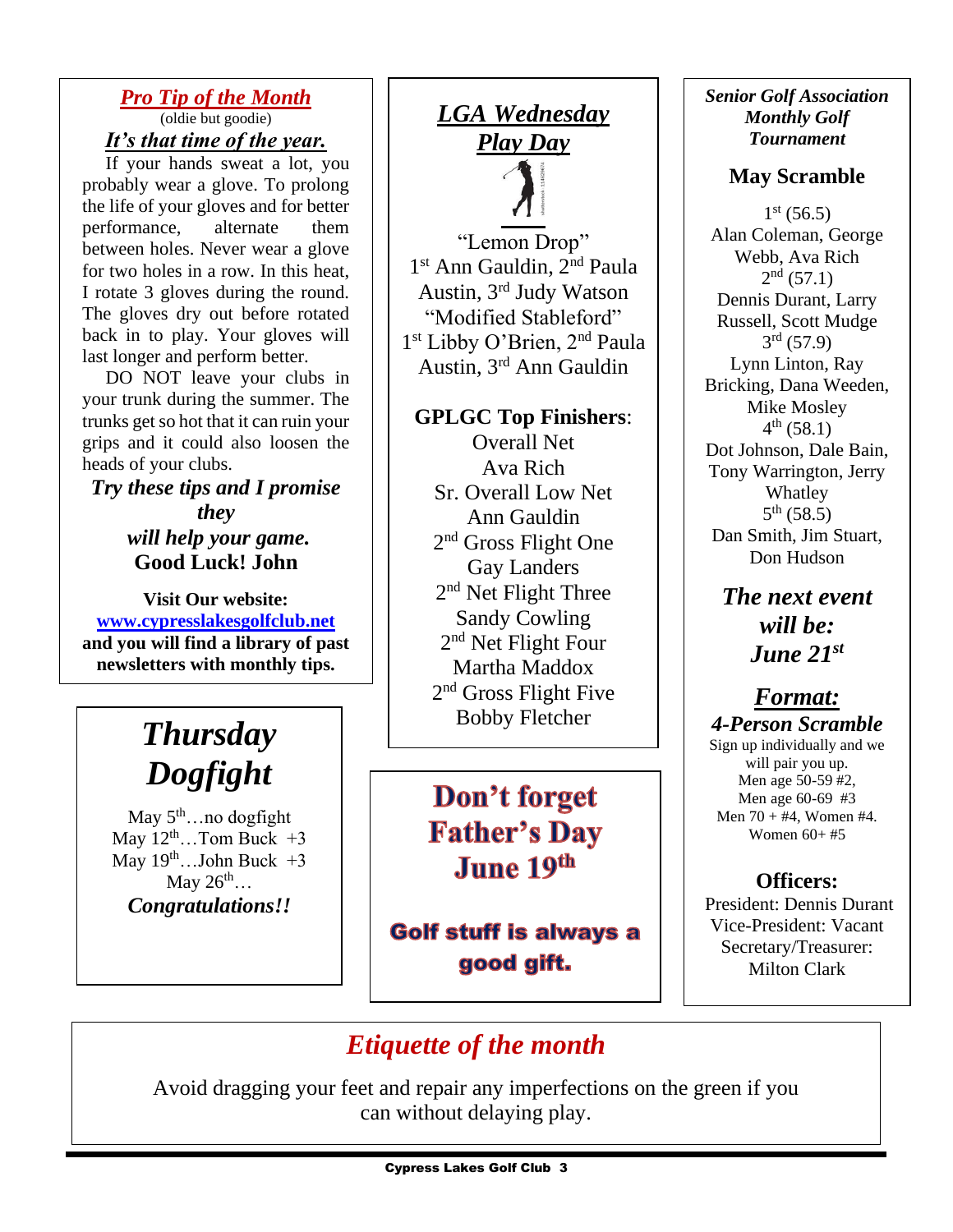## *Pro Tip of the Month*

(oldie but goodie)

### *It's that time of the year.*

If your hands sweat a lot, you probably wear a glove. To prolong the life of your gloves and for better performance, alternate them between holes. Never wear a glove for two holes in a row. In this heat, I rotate 3 gloves during the round. The gloves dry out before rotated back in to play. Your gloves will last longer and perform better.

DO NOT leave your clubs in your trunk during the summer. The trunks get so hot that it can ruin your grips and it could also loosen the heads of your clubs.

***Try these tips and I promise they will help your game.***
**Good Luck! John**

**Visit Our website:**
**[www.cypresslakesgolfclub.net](http://www.cypresslakesgolfclub.net)**
**and you will find a library of past newsletters with monthly tips.**

## *Thursday Dogfight*

May 5th…no dogfight
May 12th…Tom Buck +3
May 19th…John Buck +3
May 26th…

***Congratulations!!***

## *LGA Wednesday Play Day*

"Lemon Drop"
1st Ann Gauldin, 2nd Paula Austin, 3rd Judy Watson

"Modified Stableford"
1st Libby O'Brien, 2nd Paula Austin, 3rd Ann Gauldin

**GPLGC Top Finishers**:

Overall Net
Ava Rich

Sr. Overall Low Net
Ann Gauldin

2nd Gross Flight One
Gay Landers

2nd Net Flight Three
Sandy Cowling

2nd Net Flight Four
Martha Maddox

2nd Gross Flight Five
Bobby Fletcher

## Don't forget Father's Day June 19th

**Golf stuff is always a good gift.**

### *Senior Golf Association Monthly Golf Tournament*

### May Scramble

1st (56.5)
Alan Coleman, George Webb, Ava Rich

2nd (57.1)
Dennis Durant, Larry Russell, Scott Mudge

3rd (57.9)
Lynn Linton, Ray Bricking, Dana Weeden, Mike Mosley

4th (58.1)
Dot Johnson, Dale Bain, Tony Warrington, Jerry Whatley

5th (58.5)
Dan Smith, Jim Stuart, Don Hudson

***The next event will be: June 21st***

### *Format:*

***4-Person Scramble***

Sign up individually and we will pair you up.
Men age 50-59 #2,
Men age 60-69 #3
Men 70 + #4, Women #4.
Women 60+ #5

### Officers:

President: Dennis Durant
Vice-President: Vacant
Secretary/Treasurer: Milton Clark

## *Etiquette of the month*

Avoid dragging your feet and repair any imperfections on the green if you can without delaying play.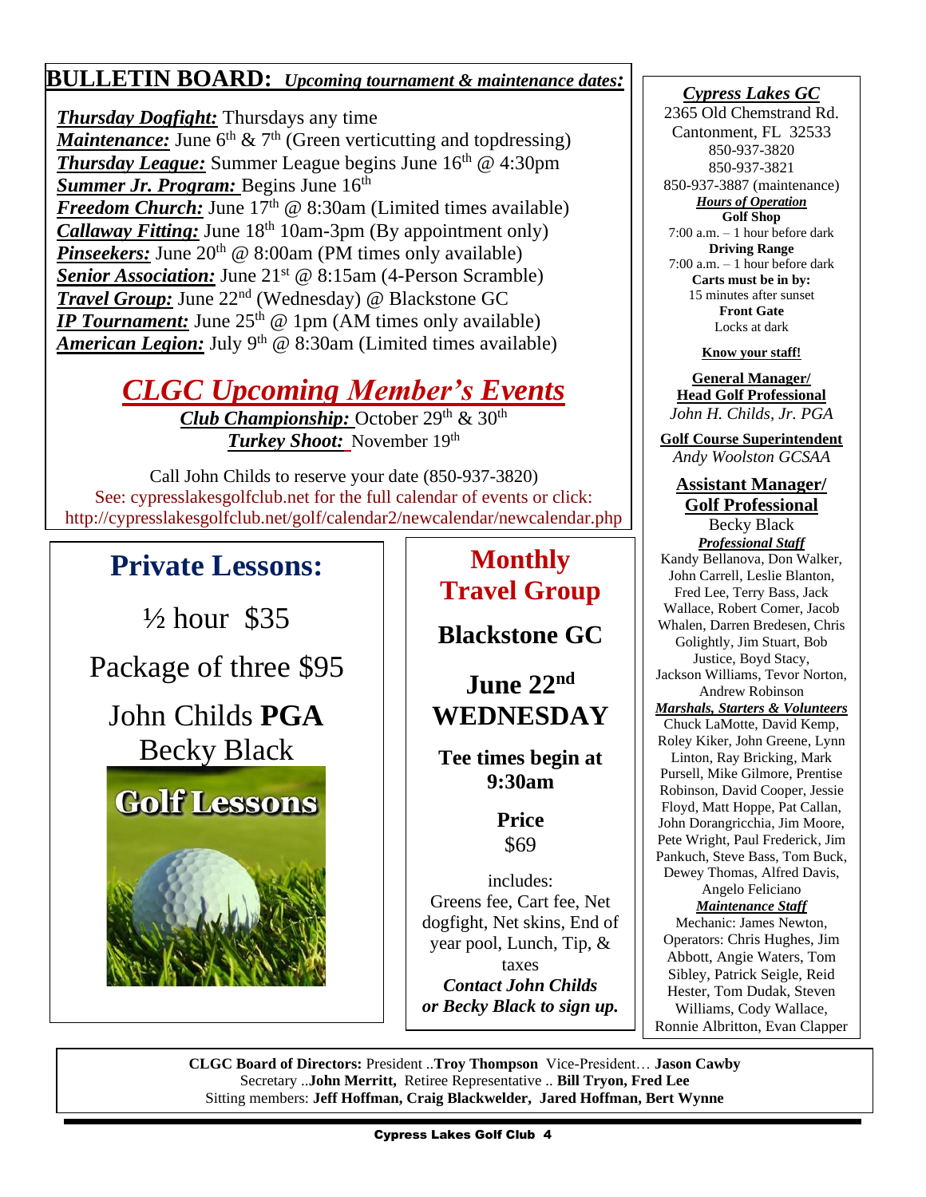## BULLETIN BOARD: *Upcoming tournament & maintenance dates:*

***Thursday Dogfight:*** Thursdays any time
***Maintenance:*** June 6th & 7th (Green verticutting and topdressing)
***Thursday League:*** Summer League begins June 16th @ 4:30pm
***Summer Jr. Program:*** Begins June 16th
***Freedom Church:*** June 17th @ 8:30am (Limited times available)
***Callaway Fitting:*** June 18th 10am-3pm (By appointment only)
***Pinseekers:*** June 20th @ 8:00am (PM times only available)
***Senior Association:*** June 21st @ 8:15am (4-Person Scramble)
***Travel Group:*** June 22nd (Wednesday) @ Blackstone GC
***IP Tournament:*** June 25th @ 1pm (AM times only available)
***American Legion:*** July 9th @ 8:30am (Limited times available)

## *CLGC Upcoming Member's Events*

***Club Championship:*** October 29th & 30th
***Turkey Shoot:*** November 19th

Call John Childs to reserve your date (850-937-3820)
See: cypresslakesgolfclub.net for the full calendar of events or click:
http://cypresslakesgolfclub.net/golf/calendar2/newcalendar/newcalendar.php

## Private Lessons:

½ hour $35

Package of three $95

John Childs **PGA**
Becky Black

Golf Lessons

## Monthly Travel Group

**Blackstone GC**

**June 22nd WEDNESDAY**

**Tee times begin at 9:30am**

**Price**
$69

includes:
Greens fee, Cart fee, Net dogfight, Net skins, End of year pool, Lunch, Tip, & taxes

***Contact John Childs or Becky Black to sign up.***

### *Cypress Lakes GC*

2365 Old Chemstrand Rd.
Cantonment, FL 32533
850-937-3820
850-937-3821
850-937-3887 (maintenance)

***Hours of Operation***

**Golf Shop**
7:00 a.m. – 1 hour before dark
**Driving Range**
7:00 a.m. – 1 hour before dark
**Carts must be in by:**
15 minutes after sunset
**Front Gate**
Locks at dark

**Know your staff!**

**General Manager/ Head Golf Professional**
*John H. Childs, Jr. PGA*

**Golf Course Superintendent**
*Andy Woolston GCSAA*

**Assistant Manager/ Golf Professional**
Becky Black

***Professional Staff***
Kandy Bellanova, Don Walker, John Carrell, Leslie Blanton, Fred Lee, Terry Bass, Jack Wallace, Robert Comer, Jacob Whalen, Darren Bredesen, Chris Golightly, Jim Stuart, Bob Justice, Boyd Stacy, Jackson Williams, Tevor Norton, Andrew Robinson

***Marshals, Starters & Volunteers***
Chuck LaMotte, David Kemp, Roley Kiker, John Greene, Lynn Linton, Ray Bricking, Mark Pursell, Mike Gilmore, Prentise Robinson, David Cooper, Jessie Floyd, Matt Hoppe, Pat Callan, John Dorangricchia, Jim Moore, Pete Wright, Paul Frederick, Jim Pankuch, Steve Bass, Tom Buck, Dewey Thomas, Alfred Davis, Angelo Feliciano

***Maintenance Staff***
Mechanic: James Newton, Operators: Chris Hughes, Jim Abbott, Angie Waters, Tom Sibley, Patrick Seigle, Reid Hester, Tom Dudak, Steven Williams, Cody Wallace, Ronnie Albritton, Evan Clapper

**CLGC Board of Directors:** President ..**Troy Thompson** Vice-President… **Jason Cawby**
Secretary ..**John Merritt,** Retiree Representative .. **Bill Tryon, Fred Lee**
Sitting members: **Jeff Hoffman, Craig Blackwelder, Jared Hoffman, Bert Wynne**